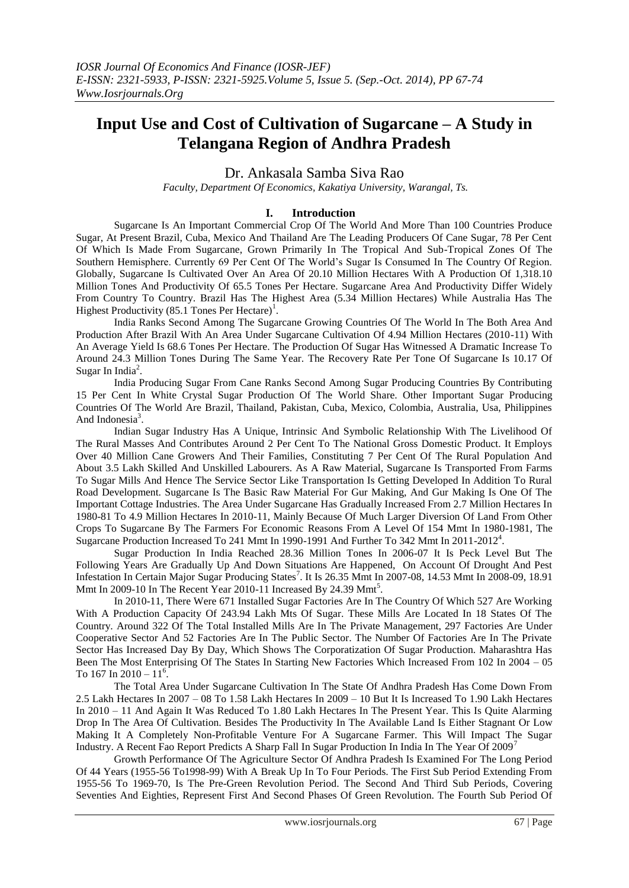# Input Use and Cost of Cultivation of Sugarcane – A Study in Telangana Region of Andhra Pradesh

Dr. Ankasala Samba Siva Rao

*Faculty, Department Of Economics, Kakatiya University, Warangal, Ts.*

## I. Introduction

Sugarcane Is An Important Commercial Crop Of The World And More Than 100 Countries Produce Sugar, At Present Brazil, Cuba, Mexico And Thailand Are The Leading Producers Of Cane Sugar, 78 Per Cent Of Which Is Made From Sugarcane, Grown Primarily In The Tropical And Sub-Tropical Zones Of The Southern Hemisphere. Currently 69 Per Cent Of The World's Sugar Is Consumed In The Country Of Region. Globally, Sugarcane Is Cultivated Over An Area Of 20.10 Million Hectares With A Production Of 1,318.10 Million Tones And Productivity Of 65.5 Tones Per Hectare. Sugarcane Area And Productivity Differ Widely From Country To Country. Brazil Has The Highest Area (5.34 Million Hectares) While Australia Has The Highest Productivity (85.1 Tones Per Hectare)[1].

India Ranks Second Among The Sugarcane Growing Countries Of The World In The Both Area And Production After Brazil With An Area Under Sugarcane Cultivation Of 4.94 Million Hectares (2010-11) With An Average Yield Is 68.6 Tones Per Hectare. The Production Of Sugar Has Witnessed A Dramatic Increase To Around 24.3 Million Tones During The Same Year. The Recovery Rate Per Tone Of Sugarcane Is 10.17 Of Sugar In India[2].

India Producing Sugar From Cane Ranks Second Among Sugar Producing Countries By Contributing 15 Per Cent In White Crystal Sugar Production Of The World Share. Other Important Sugar Producing Countries Of The World Are Brazil, Thailand, Pakistan, Cuba, Mexico, Colombia, Australia, Usa, Philippines And Indonesia[3].

Indian Sugar Industry Has A Unique, Intrinsic And Symbolic Relationship With The Livelihood Of The Rural Masses And Contributes Around 2 Per Cent To The National Gross Domestic Product. It Employs Over 40 Million Cane Growers And Their Families, Constituting 7 Per Cent Of The Rural Population And About 3.5 Lakh Skilled And Unskilled Labourers. As A Raw Material, Sugarcane Is Transported From Farms To Sugar Mills And Hence The Service Sector Like Transportation Is Getting Developed In Addition To Rural Road Development. Sugarcane Is The Basic Raw Material For Gur Making, And Gur Making Is One Of The Important Cottage Industries. The Area Under Sugarcane Has Gradually Increased From 2.7 Million Hectares In 1980-81 To 4.9 Million Hectares In 2010-11, Mainly Because Of Much Larger Diversion Of Land From Other Crops To Sugarcane By The Farmers For Economic Reasons From A Level Of 154 Mmt In 1980-1981, The Sugarcane Production Increased To 241 Mmt In 1990-1991 And Further To 342 Mmt In 2011-2012[4].

Sugar Production In India Reached 28.36 Million Tones In 2006-07 It Is Peck Level But The Following Years Are Gradually Up And Down Situations Are Happened, On Account Of Drought And Pest Infestation In Certain Major Sugar Producing States[7]. It Is 26.35 Mmt In 2007-08, 14.53 Mmt In 2008-09, 18.91 Mmt In 2009-10 In The Recent Year 2010-11 Increased By 24.39 Mmt[5].

In 2010-11, There Were 671 Installed Sugar Factories Are In The Country Of Which 527 Are Working With A Production Capacity Of 243.94 Lakh Mts Of Sugar. These Mills Are Located In 18 States Of The Country. Around 322 Of The Total Installed Mills Are In The Private Management, 297 Factories Are Under Cooperative Sector And 52 Factories Are In The Public Sector. The Number Of Factories Are In The Private Sector Has Increased Day By Day, Which Shows The Corporatization Of Sugar Production. Maharashtra Has Been The Most Enterprising Of The States In Starting New Factories Which Increased From 102 In 2004 – 05 To 167 In 2010 – 11[6].

The Total Area Under Sugarcane Cultivation In The State Of Andhra Pradesh Has Come Down From 2.5 Lakh Hectares In 2007 – 08 To 1.58 Lakh Hectares In 2009 – 10 But It Is Increased To 1.90 Lakh Hectares In 2010 – 11 And Again It Was Reduced To 1.80 Lakh Hectares In The Present Year. This Is Quite Alarming Drop In The Area Of Cultivation. Besides The Productivity In The Available Land Is Either Stagnant Or Low Making It A Completely Non-Profitable Venture For A Sugarcane Farmer. This Will Impact The Sugar Industry. A Recent Fao Report Predicts A Sharp Fall In Sugar Production In India In The Year Of 2009[7]

Growth Performance Of The Agriculture Sector Of Andhra Pradesh Is Examined For The Long Period Of 44 Years (1955-56 To1998-99) With A Break Up In To Four Periods. The First Sub Period Extending From 1955-56 To 1969-70, Is The Pre-Green Revolution Period. The Second And Third Sub Periods, Covering Seventies And Eighties, Represent First And Second Phases Of Green Revolution. The Fourth Sub Period Of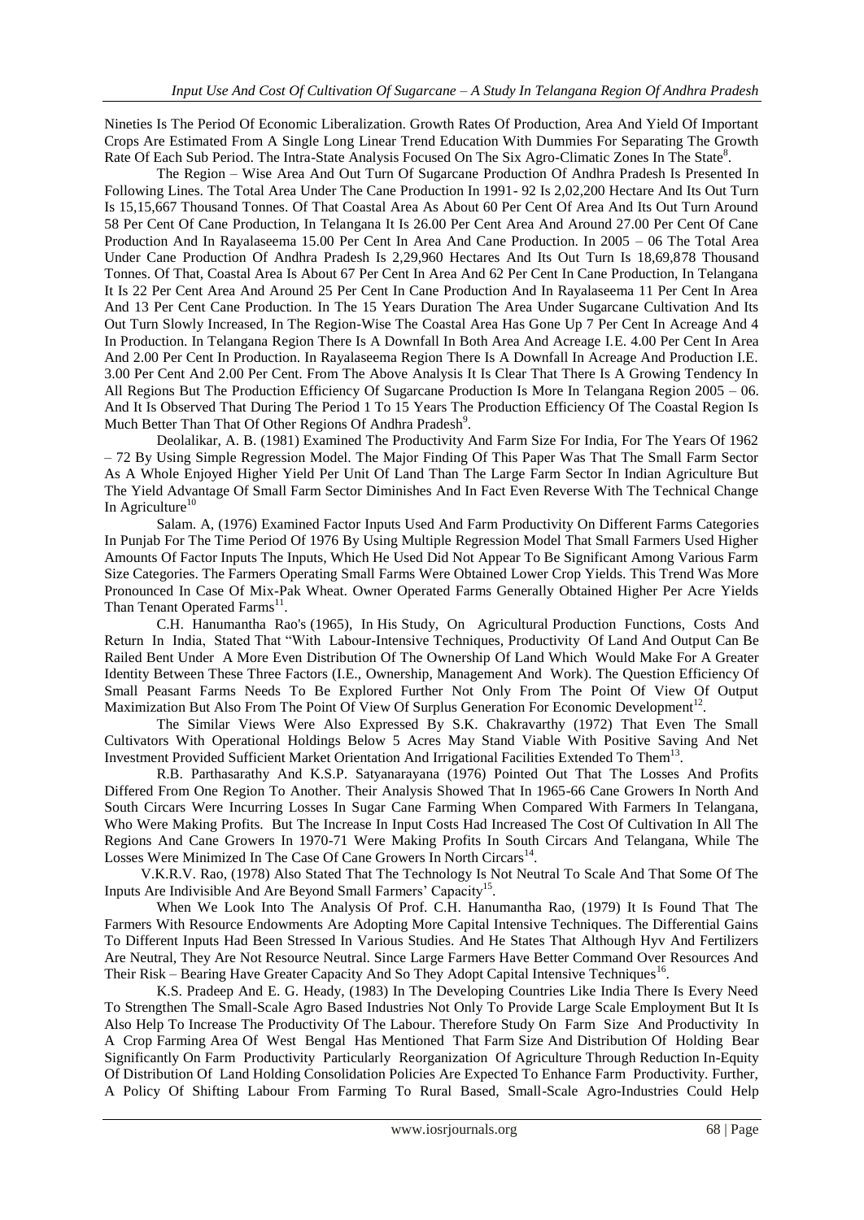Nineties Is The Period Of Economic Liberalization. Growth Rates Of Production, Area And Yield Of Important Crops Are Estimated From A Single Long Linear Trend Education With Dummies For Separating The Growth Rate Of Each Sub Period. The Intra-State Analysis Focused On The Six Agro-Climatic Zones In The State[8].

The Region – Wise Area And Out Turn Of Sugarcane Production Of Andhra Pradesh Is Presented In Following Lines. The Total Area Under The Cane Production In 1991- 92 Is 2,02,200 Hectare And Its Out Turn Is 15,15,667 Thousand Tonnes. Of That Coastal Area As About 60 Per Cent Of Area And Its Out Turn Around 58 Per Cent Of Cane Production, In Telangana It Is 26.00 Per Cent Area And Around 27.00 Per Cent Of Cane Production And In Rayalaseema 15.00 Per Cent In Area And Cane Production. In 2005 – 06 The Total Area Under Cane Production Of Andhra Pradesh Is 2,29,960 Hectares And Its Out Turn Is 18,69,878 Thousand Tonnes. Of That, Coastal Area Is About 67 Per Cent In Area And 62 Per Cent In Cane Production, In Telangana It Is 22 Per Cent Area And Around 25 Per Cent In Cane Production And In Rayalaseema 11 Per Cent In Area And 13 Per Cent Cane Production. In The 15 Years Duration The Area Under Sugarcane Cultivation And Its Out Turn Slowly Increased, In The Region-Wise The Coastal Area Has Gone Up 7 Per Cent In Acreage And 4 In Production. In Telangana Region There Is A Downfall In Both Area And Acreage I.E. 4.00 Per Cent In Area And 2.00 Per Cent In Production. In Rayalaseema Region There Is A Downfall In Acreage And Production I.E. 3.00 Per Cent And 2.00 Per Cent. From The Above Analysis It Is Clear That There Is A Growing Tendency In All Regions But The Production Efficiency Of Sugarcane Production Is More In Telangana Region 2005 – 06. And It Is Observed That During The Period 1 To 15 Years The Production Efficiency Of The Coastal Region Is Much Better Than That Of Other Regions Of Andhra Pradesh[9].

Deolalikar, A. B. (1981) Examined The Productivity And Farm Size For India, For The Years Of 1962 – 72 By Using Simple Regression Model. The Major Finding Of This Paper Was That The Small Farm Sector As A Whole Enjoyed Higher Yield Per Unit Of Land Than The Large Farm Sector In Indian Agriculture But The Yield Advantage Of Small Farm Sector Diminishes And In Fact Even Reverse With The Technical Change In Agriculture[10]

Salam. A, (1976) Examined Factor Inputs Used And Farm Productivity On Different Farms Categories In Punjab For The Time Period Of 1976 By Using Multiple Regression Model That Small Farmers Used Higher Amounts Of Factor Inputs The Inputs, Which He Used Did Not Appear To Be Significant Among Various Farm Size Categories. The Farmers Operating Small Farms Were Obtained Lower Crop Yields. This Trend Was More Pronounced In Case Of Mix-Pak Wheat. Owner Operated Farms Generally Obtained Higher Per Acre Yields Than Tenant Operated Farms[11].

C.H. Hanumantha Rao's (1965), In His Study, On Agricultural Production Functions, Costs And Return In India, Stated That "With Labour-Intensive Techniques, Productivity Of Land And Output Can Be Railed Bent Under A More Even Distribution Of The Ownership Of Land Which Would Make For A Greater Identity Between These Three Factors (I.E., Ownership, Management And Work). The Question Efficiency Of Small Peasant Farms Needs To Be Explored Further Not Only From The Point Of View Of Output Maximization But Also From The Point Of View Of Surplus Generation For Economic Development[12].

The Similar Views Were Also Expressed By S.K. Chakravarthy (1972) That Even The Small Cultivators With Operational Holdings Below 5 Acres May Stand Viable With Positive Saving And Net Investment Provided Sufficient Market Orientation And Irrigational Facilities Extended To Them[13].

R.B. Parthasarathy And K.S.P. Satyanarayana (1976) Pointed Out That The Losses And Profits Differed From One Region To Another. Their Analysis Showed That In 1965-66 Cane Growers In North And South Circars Were Incurring Losses In Sugar Cane Farming When Compared With Farmers In Telangana, Who Were Making Profits. But The Increase In Input Costs Had Increased The Cost Of Cultivation In All The Regions And Cane Growers In 1970-71 Were Making Profits In South Circars And Telangana, While The Losses Were Minimized In The Case Of Cane Growers In North Circars[14].

V.K.R.V. Rao, (1978) Also Stated That The Technology Is Not Neutral To Scale And That Some Of The Inputs Are Indivisible And Are Beyond Small Farmers' Capacity[15].

When We Look Into The Analysis Of Prof. C.H. Hanumantha Rao, (1979) It Is Found That The Farmers With Resource Endowments Are Adopting More Capital Intensive Techniques. The Differential Gains To Different Inputs Had Been Stressed In Various Studies. And He States That Although Hyv And Fertilizers Are Neutral, They Are Not Resource Neutral. Since Large Farmers Have Better Command Over Resources And Their Risk – Bearing Have Greater Capacity And So They Adopt Capital Intensive Techniques[16].

K.S. Pradeep And E. G. Heady, (1983) In The Developing Countries Like India There Is Every Need To Strengthen The Small-Scale Agro Based Industries Not Only To Provide Large Scale Employment But It Is Also Help To Increase The Productivity Of The Labour. Therefore Study On Farm Size And Productivity In A Crop Farming Area Of West Bengal Has Mentioned That Farm Size And Distribution Of Holding Bear Significantly On Farm Productivity Particularly Reorganization Of Agriculture Through Reduction In-Equity Of Distribution Of Land Holding Consolidation Policies Are Expected To Enhance Farm Productivity. Further, A Policy Of Shifting Labour From Farming To Rural Based, Small-Scale Agro-Industries Could Help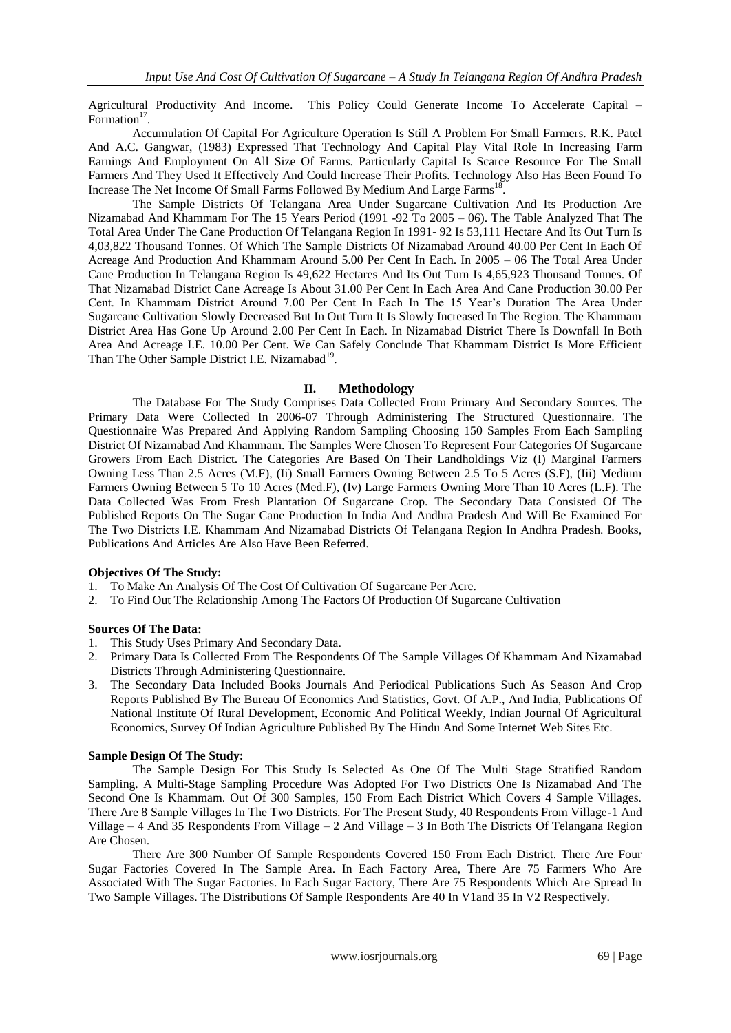Agricultural Productivity And Income. This Policy Could Generate Income To Accelerate Capital – Formation[17].

Accumulation Of Capital For Agriculture Operation Is Still A Problem For Small Farmers. R.K. Patel And A.C. Gangwar, (1983) Expressed That Technology And Capital Play Vital Role In Increasing Farm Earnings And Employment On All Size Of Farms. Particularly Capital Is Scarce Resource For The Small Farmers And They Used It Effectively And Could Increase Their Profits. Technology Also Has Been Found To Increase The Net Income Of Small Farms Followed By Medium And Large Farms[18].

The Sample Districts Of Telangana Area Under Sugarcane Cultivation And Its Production Are Nizamabad And Khammam For The 15 Years Period (1991 -92 To 2005 – 06). The Table Analyzed That The Total Area Under The Cane Production Of Telangana Region In 1991- 92 Is 53,111 Hectare And Its Out Turn Is 4,03,822 Thousand Tonnes. Of Which The Sample Districts Of Nizamabad Around 40.00 Per Cent In Each Of Acreage And Production And Khammam Around 5.00 Per Cent In Each. In 2005 – 06 The Total Area Under Cane Production In Telangana Region Is 49,622 Hectares And Its Out Turn Is 4,65,923 Thousand Tonnes. Of That Nizamabad District Cane Acreage Is About 31.00 Per Cent In Each Area And Cane Production 30.00 Per Cent. In Khammam District Around 7.00 Per Cent In Each In The 15 Year's Duration The Area Under Sugarcane Cultivation Slowly Decreased But In Out Turn It Is Slowly Increased In The Region. The Khammam District Area Has Gone Up Around 2.00 Per Cent In Each. In Nizamabad District There Is Downfall In Both Area And Acreage I.E. 10.00 Per Cent. We Can Safely Conclude That Khammam District Is More Efficient Than The Other Sample District I.E. Nizamabad[19].

## II. Methodology

The Database For The Study Comprises Data Collected From Primary And Secondary Sources. The Primary Data Were Collected In 2006-07 Through Administering The Structured Questionnaire. The Questionnaire Was Prepared And Applying Random Sampling Choosing 150 Samples From Each Sampling District Of Nizamabad And Khammam. The Samples Were Chosen To Represent Four Categories Of Sugarcane Growers From Each District. The Categories Are Based On Their Landholdings Viz (I) Marginal Farmers Owning Less Than 2.5 Acres (M.F), (Ii) Small Farmers Owning Between 2.5 To 5 Acres (S.F), (Iii) Medium Farmers Owning Between 5 To 10 Acres (Med.F), (Iv) Large Farmers Owning More Than 10 Acres (L.F). The Data Collected Was From Fresh Plantation Of Sugarcane Crop. The Secondary Data Consisted Of The Published Reports On The Sugar Cane Production In India And Andhra Pradesh And Will Be Examined For The Two Districts I.E. Khammam And Nizamabad Districts Of Telangana Region In Andhra Pradesh. Books, Publications And Articles Are Also Have Been Referred.

**Objectives Of The Study:**

1. To Make An Analysis Of The Cost Of Cultivation Of Sugarcane Per Acre.
2. To Find Out The Relationship Among The Factors Of Production Of Sugarcane Cultivation

**Sources Of The Data:**

1. This Study Uses Primary And Secondary Data.
2. Primary Data Is Collected From The Respondents Of The Sample Villages Of Khammam And Nizamabad Districts Through Administering Questionnaire.
3. The Secondary Data Included Books Journals And Periodical Publications Such As Season And Crop Reports Published By The Bureau Of Economics And Statistics, Govt. Of A.P., And India, Publications Of National Institute Of Rural Development, Economic And Political Weekly, Indian Journal Of Agricultural Economics, Survey Of Indian Agriculture Published By The Hindu And Some Internet Web Sites Etc.

**Sample Design Of The Study:**

The Sample Design For This Study Is Selected As One Of The Multi Stage Stratified Random Sampling. A Multi-Stage Sampling Procedure Was Adopted For Two Districts One Is Nizamabad And The Second One Is Khammam. Out Of 300 Samples, 150 From Each District Which Covers 4 Sample Villages. There Are 8 Sample Villages In The Two Districts. For The Present Study, 40 Respondents From Village-1 And Village – 4 And 35 Respondents From Village – 2 And Village – 3 In Both The Districts Of Telangana Region Are Chosen.

There Are 300 Number Of Sample Respondents Covered 150 From Each District. There Are Four Sugar Factories Covered In The Sample Area. In Each Factory Area, There Are 75 Farmers Who Are Associated With The Sugar Factories. In Each Sugar Factory, There Are 75 Respondents Which Are Spread In Two Sample Villages. The Distributions Of Sample Respondents Are 40 In V1and 35 In V2 Respectively.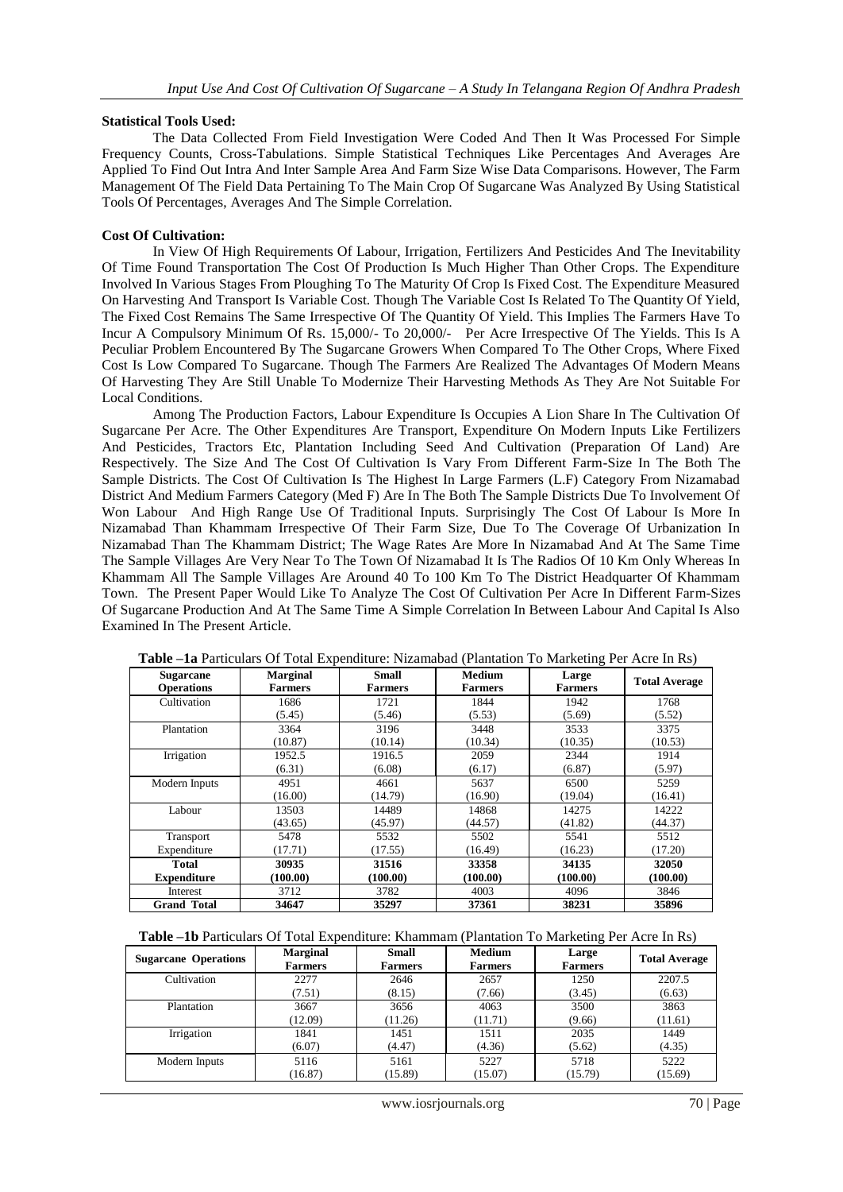**Statistical Tools Used:**

The Data Collected From Field Investigation Were Coded And Then It Was Processed For Simple Frequency Counts, Cross-Tabulations. Simple Statistical Techniques Like Percentages And Averages Are Applied To Find Out Intra And Inter Sample Area And Farm Size Wise Data Comparisons. However, The Farm Management Of The Field Data Pertaining To The Main Crop Of Sugarcane Was Analyzed By Using Statistical Tools Of Percentages, Averages And The Simple Correlation.

**Cost Of Cultivation:**

In View Of High Requirements Of Labour, Irrigation, Fertilizers And Pesticides And The Inevitability Of Time Found Transportation The Cost Of Production Is Much Higher Than Other Crops. The Expenditure Involved In Various Stages From Ploughing To The Maturity Of Crop Is Fixed Cost. The Expenditure Measured On Harvesting And Transport Is Variable Cost. Though The Variable Cost Is Related To The Quantity Of Yield, The Fixed Cost Remains The Same Irrespective Of The Quantity Of Yield. This Implies The Farmers Have To Incur A Compulsory Minimum Of Rs. 15,000/- To 20,000/- Per Acre Irrespective Of The Yields. This Is A Peculiar Problem Encountered By The Sugarcane Growers When Compared To The Other Crops, Where Fixed Cost Is Low Compared To Sugarcane. Though The Farmers Are Realized The Advantages Of Modern Means Of Harvesting They Are Still Unable To Modernize Their Harvesting Methods As They Are Not Suitable For Local Conditions.

Among The Production Factors, Labour Expenditure Is Occupies A Lion Share In The Cultivation Of Sugarcane Per Acre. The Other Expenditures Are Transport, Expenditure On Modern Inputs Like Fertilizers And Pesticides, Tractors Etc, Plantation Including Seed And Cultivation (Preparation Of Land) Are Respectively. The Size And The Cost Of Cultivation Is Vary From Different Farm-Size In The Both The Sample Districts. The Cost Of Cultivation Is The Highest In Large Farmers (L.F) Category From Nizamabad District And Medium Farmers Category (Med F) Are In The Both The Sample Districts Due To Involvement Of Won Labour And High Range Use Of Traditional Inputs. Surprisingly The Cost Of Labour Is More In Nizamabad Than Khammam Irrespective Of Their Farm Size, Due To The Coverage Of Urbanization In Nizamabad Than The Khammam District; The Wage Rates Are More In Nizamabad And At The Same Time The Sample Villages Are Very Near To The Town Of Nizamabad It Is The Radios Of 10 Km Only Whereas In Khammam All The Sample Villages Are Around 40 To 100 Km To The District Headquarter Of Khammam Town. The Present Paper Would Like To Analyze The Cost Of Cultivation Per Acre In Different Farm-Sizes Of Sugarcane Production And At The Same Time A Simple Correlation In Between Labour And Capital Is Also Examined In The Present Article.

**Table –1a** Particulars Of Total Expenditure: Nizamabad (Plantation To Marketing Per Acre In Rs)

| Sugarcane Operations | Marginal Farmers | Small Farmers | Medium Farmers | Large Farmers | Total Average |
|---|---|---|---|---|---|
| Cultivation | 1686<br>(5.45) | 1721<br>(5.46) | 1844<br>(5.53) | 1942<br>(5.69) | 1768<br>(5.52) |
| Plantation | 3364<br>(10.87) | 3196<br>(10.14) | 3448<br>(10.34) | 3533<br>(10.35) | 3375<br>(10.53) |
| Irrigation | 1952.5<br>(6.31) | 1916.5<br>(6.08) | 2059<br>(6.17) | 2344<br>(6.87) | 1914<br>(5.97) |
| Modern Inputs | 4951<br>(16.00) | 4661<br>(14.79) | 5637<br>(16.90) | 6500<br>(19.04) | 5259<br>(16.41) |
| Labour | 13503<br>(43.65) | 14489<br>(45.97) | 14868<br>(44.57) | 14275<br>(41.82) | 14222<br>(44.37) |
| Transport Expenditure | 5478<br>(17.71) | 5532<br>(17.55) | 5502<br>(16.49) | 5541<br>(16.23) | 5512<br>(17.20) |
| **Total Expenditure** | **30935**<br>**(100.00)** | **31516**<br>**(100.00)** | **33358**<br>**(100.00)** | **34135**<br>**(100.00)** | **32050**<br>**(100.00)** |
| Interest | 3712 | 3782 | 4003 | 4096 | 3846 |
| **Grand Total** | **34647** | **35297** | **37361** | **38231** | **35896** |

**Table –1b** Particulars Of Total Expenditure: Khammam (Plantation To Marketing Per Acre In Rs)

| Sugarcane Operations | Marginal Farmers | Small Farmers | Medium Farmers | Large Farmers | Total Average |
|---|---|---|---|---|---|
| Cultivation | 2277<br>(7.51) | 2646<br>(8.15) | 2657<br>(7.66) | 1250<br>(3.45) | 2207.5<br>(6.63) |
| Plantation | 3667<br>(12.09) | 3656<br>(11.26) | 4063<br>(11.71) | 3500<br>(9.66) | 3863<br>(11.61) |
| Irrigation | 1841<br>(6.07) | 1451<br>(4.47) | 1511<br>(4.36) | 2035<br>(5.62) | 1449<br>(4.35) |
| Modern Inputs | 5116<br>(16.87) | 5161<br>(15.89) | 5227<br>(15.07) | 5718<br>(15.79) | 5222<br>(15.69) |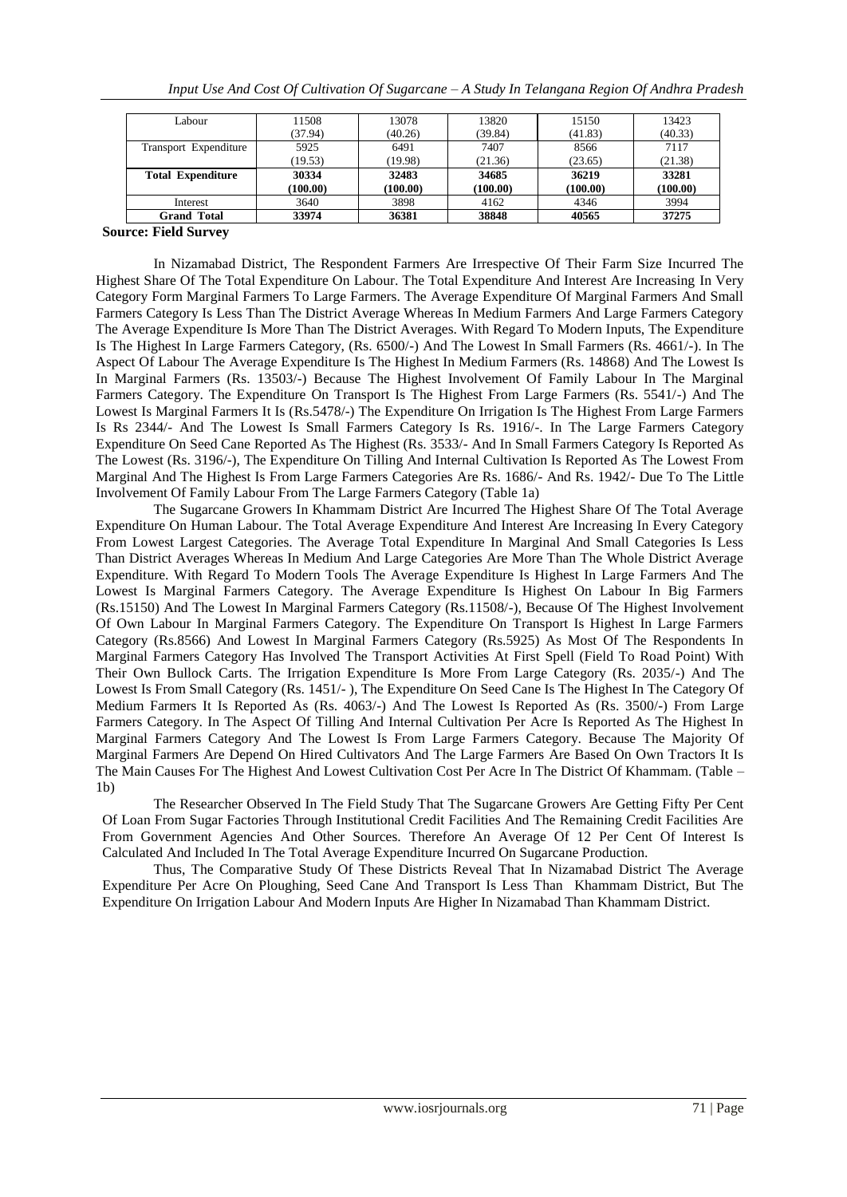| Labour | 11508 (37.94) | 13078 (40.26) | 13820 (39.84) | 15150 (41.83) | 13423 (40.33) |
|---|---|---|---|---|---|
| Transport Expenditure | 5925 (19.53) | 6491 (19.98) | 7407 (21.36) | 8566 (23.65) | 7117 (21.38) |
| **Total Expenditure** | **30334 (100.00)** | **32483 (100.00)** | **34685 (100.00)** | **36219 (100.00)** | **33281 (100.00)** |
| Interest | 3640 | 3898 | 4162 | 4346 | 3994 |
| **Grand Total** | **33974** | **36381** | **38848** | **40565** | **37275** |

**Source: Field Survey**

In Nizamabad District, The Respondent Farmers Are Irrespective Of Their Farm Size Incurred The Highest Share Of The Total Expenditure On Labour. The Total Expenditure And Interest Are Increasing In Very Category Form Marginal Farmers To Large Farmers. The Average Expenditure Of Marginal Farmers And Small Farmers Category Is Less Than The District Average Whereas In Medium Farmers And Large Farmers Category The Average Expenditure Is More Than The District Averages. With Regard To Modern Inputs, The Expenditure Is The Highest In Large Farmers Category, (Rs. 6500/-) And The Lowest In Small Farmers (Rs. 4661/-). In The Aspect Of Labour The Average Expenditure Is The Highest In Medium Farmers (Rs. 14868) And The Lowest Is In Marginal Farmers (Rs. 13503/-) Because The Highest Involvement Of Family Labour In The Marginal Farmers Category. The Expenditure On Transport Is The Highest From Large Farmers (Rs. 5541/-) And The Lowest Is Marginal Farmers It Is (Rs.5478/-) The Expenditure On Irrigation Is The Highest From Large Farmers Is Rs 2344/- And The Lowest Is Small Farmers Category Is Rs. 1916/-. In The Large Farmers Category Expenditure On Seed Cane Reported As The Highest (Rs. 3533/- And In Small Farmers Category Is Reported As The Lowest (Rs. 3196/-), The Expenditure On Tilling And Internal Cultivation Is Reported As The Lowest From Marginal And The Highest Is From Large Farmers Categories Are Rs. 1686/- And Rs. 1942/- Due To The Little Involvement Of Family Labour From The Large Farmers Category (Table 1a)

The Sugarcane Growers In Khammam District Are Incurred The Highest Share Of The Total Average Expenditure On Human Labour. The Total Average Expenditure And Interest Are Increasing In Every Category From Lowest Largest Categories. The Average Total Expenditure In Marginal And Small Categories Is Less Than District Averages Whereas In Medium And Large Categories Are More Than The Whole District Average Expenditure. With Regard To Modern Tools The Average Expenditure Is Highest In Large Farmers And The Lowest Is Marginal Farmers Category. The Average Expenditure Is Highest On Labour In Big Farmers (Rs.15150) And The Lowest In Marginal Farmers Category (Rs.11508/-), Because Of The Highest Involvement Of Own Labour In Marginal Farmers Category. The Expenditure On Transport Is Highest In Large Farmers Category (Rs.8566) And Lowest In Marginal Farmers Category (Rs.5925) As Most Of The Respondents In Marginal Farmers Category Has Involved The Transport Activities At First Spell (Field To Road Point) With Their Own Bullock Carts. The Irrigation Expenditure Is More From Large Category (Rs. 2035/-) And The Lowest Is From Small Category (Rs. 1451/- ), The Expenditure On Seed Cane Is The Highest In The Category Of Medium Farmers It Is Reported As (Rs. 4063/-) And The Lowest Is Reported As (Rs. 3500/-) From Large Farmers Category. In The Aspect Of Tilling And Internal Cultivation Per Acre Is Reported As The Highest In Marginal Farmers Category And The Lowest Is From Large Farmers Category. Because The Majority Of Marginal Farmers Are Depend On Hired Cultivators And The Large Farmers Are Based On Own Tractors It Is The Main Causes For The Highest And Lowest Cultivation Cost Per Acre In The District Of Khammam. (Table – 1b)

The Researcher Observed In The Field Study That The Sugarcane Growers Are Getting Fifty Per Cent Of Loan From Sugar Factories Through Institutional Credit Facilities And The Remaining Credit Facilities Are From Government Agencies And Other Sources. Therefore An Average Of 12 Per Cent Of Interest Is Calculated And Included In The Total Average Expenditure Incurred On Sugarcane Production.

Thus, The Comparative Study Of These Districts Reveal That In Nizamabad District The Average Expenditure Per Acre On Ploughing, Seed Cane And Transport Is Less Than Khammam District, But The Expenditure On Irrigation Labour And Modern Inputs Are Higher In Nizamabad Than Khammam District.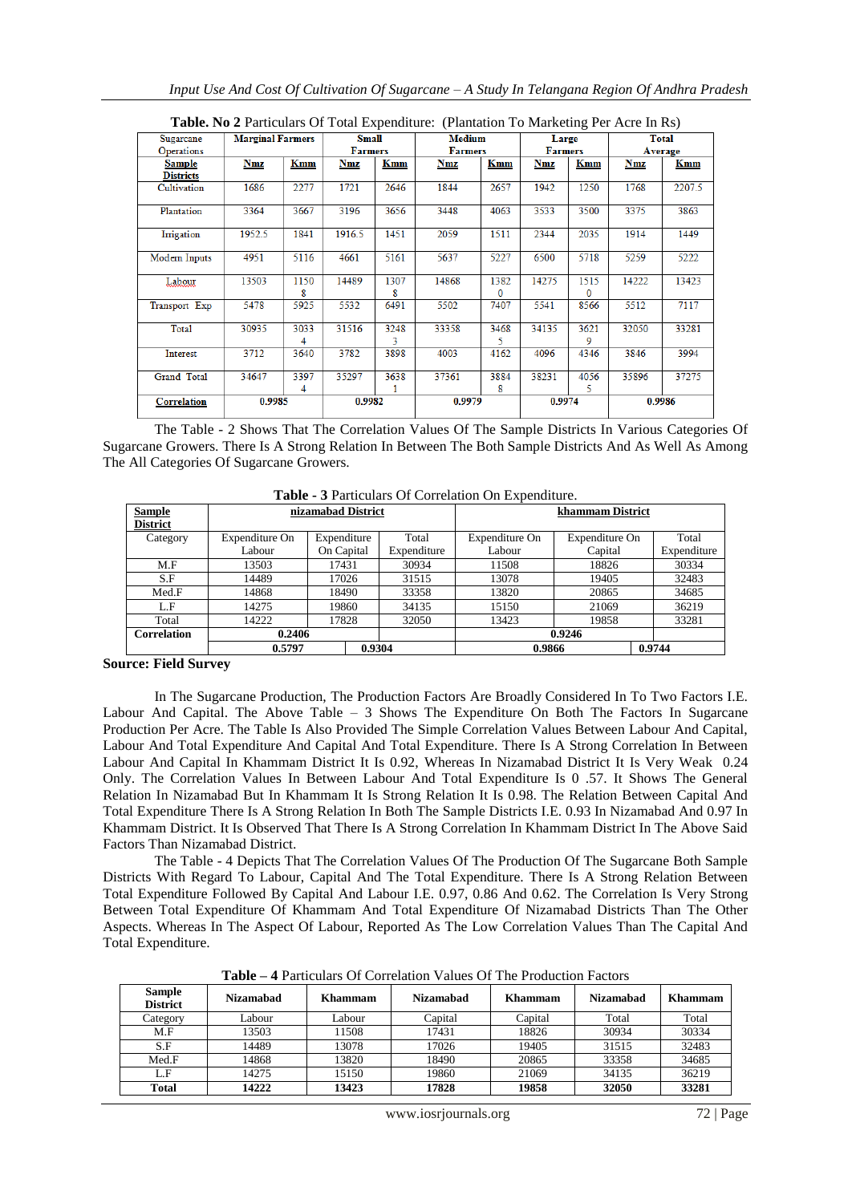**Table. No 2** Particulars Of Total Expenditure: (Plantation To Marketing Per Acre In Rs)

| Sugarcane Operations | Marginal Farmers | | Small Farmers | | Medium Farmers | | Large Farmers | | Total Average | |
|---|---|---|---|---|---|---|---|---|---|---|
| **Sample Districts** | **Nmz** | **Kmm** | **Nmz** | **Kmm** | **Nmz** | **Kmm** | **Nmz** | **Kmm** | **Nmz** | **Kmm** |
| Cultivation | 1686 | 2277 | 1721 | 2646 | 1844 | 2657 | 1942 | 1250 | 1768 | 2207.5 |
| Plantation | 3364 | 3667 | 3196 | 3656 | 3448 | 4063 | 3533 | 3500 | 3375 | 3863 |
| Irrigation | 1952.5 | 1841 | 1916.5 | 1451 | 2059 | 1511 | 2344 | 2035 | 1914 | 1449 |
| Modern Inputs | 4951 | 5116 | 4661 | 5161 | 5637 | 5227 | 6500 | 5718 | 5259 | 5222 |
| Labour | 13503 | 11508 | 14489 | 13078 | 14868 | 13820 | 14275 | 15150 | 14222 | 13423 |
| Transport Exp | 5478 | 5925 | 5532 | 6491 | 5502 | 7407 | 5541 | 8566 | 5512 | 7117 |
| Total | 30935 | 30334 | 31516 | 32483 | 33358 | 34685 | 34135 | 36219 | 32050 | 33281 |
| Interest | 3712 | 3640 | 3782 | 3898 | 4003 | 4162 | 4096 | 4346 | 3846 | 3994 |
| Grand Total | 34647 | 33974 | 35297 | 36381 | 37361 | 38848 | 38231 | 40565 | 35896 | 37275 |
| **Correlation** | 0.9985 | | 0.9982 | | 0.9979 | | 0.9974 | | 0.9986 | |

The Table - 2 Shows That The Correlation Values Of The Sample Districts In Various Categories Of Sugarcane Growers. There Is A Strong Relation In Between The Both Sample Districts And As Well As Among The All Categories Of Sugarcane Growers.

**Table - 3** Particulars Of Correlation On Expenditure.

| **Sample District** | **nizamabad District** | | | **khammam District** | | |
|---|---|---|---|---|---|---|
| Category | Expenditure On Labour | Expenditure On Capital | Total Expenditure | Expenditure On Labour | Expenditure On Capital | Total Expenditure |
| M.F | 13503 | 17431 | 30934 | 11508 | 18826 | 30334 |
| S.F | 14489 | 17026 | 31515 | 13078 | 19405 | 32483 |
| Med.F | 14868 | 18490 | 33358 | 13820 | 20865 | 34685 |
| L.F | 14275 | 19860 | 34135 | 15150 | 21069 | 36219 |
| Total | 14222 | 17828 | 32050 | 13423 | 19858 | 33281 |
| **Correlation** | **0.2406** | | | **0.9246** | | |
| | **0.5797** | | **0.9304** | **0.9866** | | **0.9744** |

**Source: Field Survey**

In The Sugarcane Production, The Production Factors Are Broadly Considered In To Two Factors I.E. Labour And Capital. The Above Table – 3 Shows The Expenditure On Both The Factors In Sugarcane Production Per Acre. The Table Is Also Provided The Simple Correlation Values Between Labour And Capital, Labour And Total Expenditure And Capital And Total Expenditure. There Is A Strong Correlation In Between Labour And Capital In Khammam District It Is 0.92, Whereas In Nizamabad District It Is Very Weak 0.24 Only. The Correlation Values In Between Labour And Total Expenditure Is 0 .57. It Shows The General Relation In Nizamabad But In Khammam It Is Strong Relation It Is 0.98. The Relation Between Capital And Total Expenditure There Is A Strong Relation In Both The Sample Districts I.E. 0.93 In Nizamabad And 0.97 In Khammam District. It Is Observed That There Is A Strong Correlation In Khammam District In The Above Said Factors Than Nizamabad District.

The Table - 4 Depicts That The Correlation Values Of The Production Of The Sugarcane Both Sample Districts With Regard To Labour, Capital And The Total Expenditure. There Is A Strong Relation Between Total Expenditure Followed By Capital And Labour I.E. 0.97, 0.86 And 0.62. The Correlation Is Very Strong Between Total Expenditure Of Khammam And Total Expenditure Of Nizamabad Districts Than The Other Aspects. Whereas In The Aspect Of Labour, Reported As The Low Correlation Values Than The Capital And Total Expenditure.

**Table – 4** Particulars Of Correlation Values Of The Production Factors

| **Sample District** | **Nizamabad** | **Khammam** | **Nizamabad** | **Khammam** | **Nizamabad** | **Khammam** |
|---|---|---|---|---|---|---|
| Category | Labour | Labour | Capital | Capital | Total | Total |
| M.F | 13503 | 11508 | 17431 | 18826 | 30934 | 30334 |
| S.F | 14489 | 13078 | 17026 | 19405 | 31515 | 32483 |
| Med.F | 14868 | 13820 | 18490 | 20865 | 33358 | 34685 |
| L.F | 14275 | 15150 | 19860 | 21069 | 34135 | 36219 |
| **Total** | **14222** | **13423** | **17828** | **19858** | **32050** | **33281** |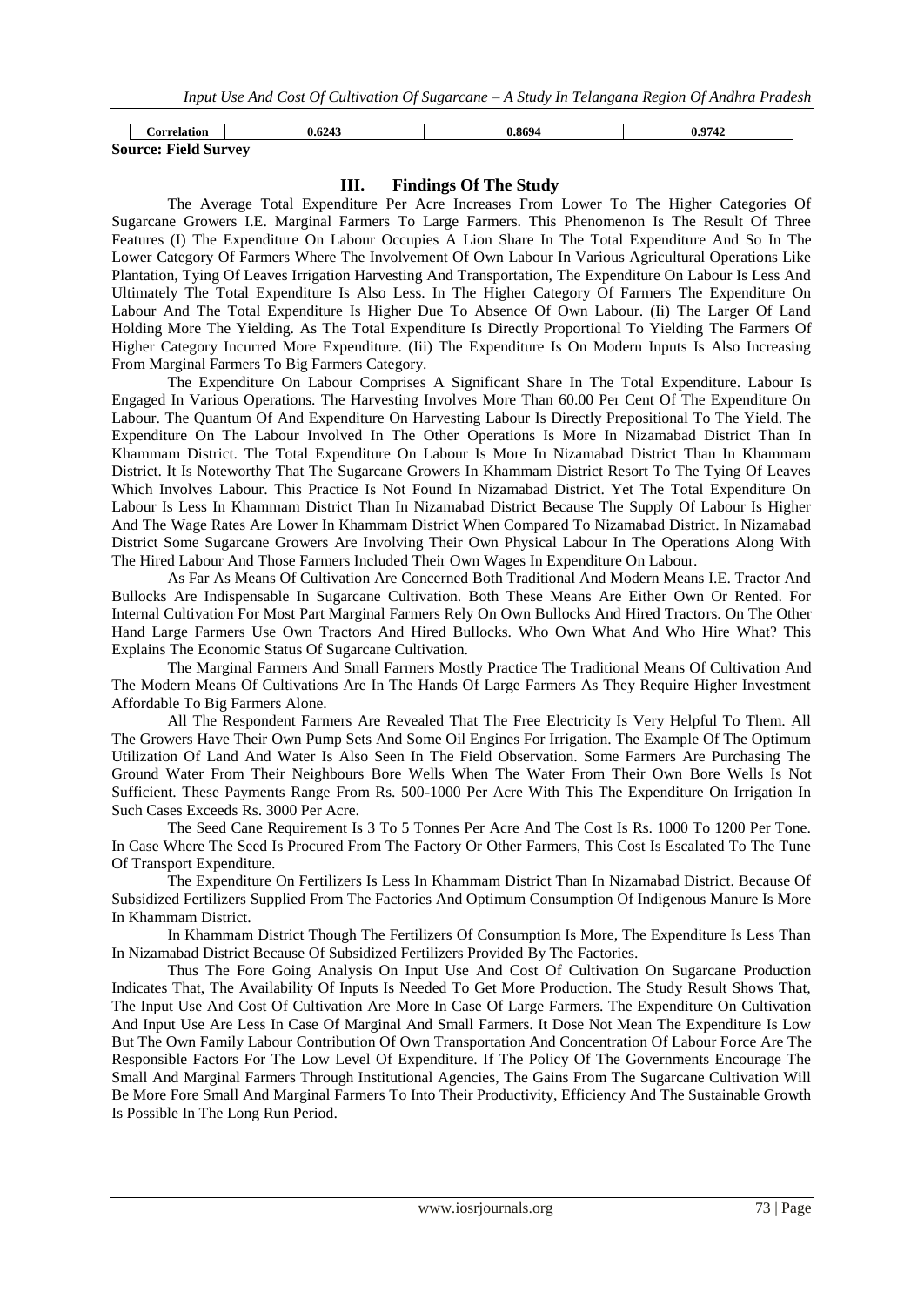| Correlation | 0.6243 | 0.8694 | 0.9742 |
|---|---|---|---|

**Source: Field Survey**

## III. Findings Of The Study

The Average Total Expenditure Per Acre Increases From Lower To The Higher Categories Of Sugarcane Growers I.E. Marginal Farmers To Large Farmers. This Phenomenon Is The Result Of Three Features (I) The Expenditure On Labour Occupies A Lion Share In The Total Expenditure And So In The Lower Category Of Farmers Where The Involvement Of Own Labour In Various Agricultural Operations Like Plantation, Tying Of Leaves Irrigation Harvesting And Transportation, The Expenditure On Labour Is Less And Ultimately The Total Expenditure Is Also Less. In The Higher Category Of Farmers The Expenditure On Labour And The Total Expenditure Is Higher Due To Absence Of Own Labour. (Ii) The Larger Of Land Holding More The Yielding. As The Total Expenditure Is Directly Proportional To Yielding The Farmers Of Higher Category Incurred More Expenditure. (Iii) The Expenditure Is On Modern Inputs Is Also Increasing From Marginal Farmers To Big Farmers Category.

The Expenditure On Labour Comprises A Significant Share In The Total Expenditure. Labour Is Engaged In Various Operations. The Harvesting Involves More Than 60.00 Per Cent Of The Expenditure On Labour. The Quantum Of And Expenditure On Harvesting Labour Is Directly Prepositional To The Yield. The Expenditure On The Labour Involved In The Other Operations Is More In Nizamabad District Than In Khammam District. The Total Expenditure On Labour Is More In Nizamabad District Than In Khammam District. It Is Noteworthy That The Sugarcane Growers In Khammam District Resort To The Tying Of Leaves Which Involves Labour. This Practice Is Not Found In Nizamabad District. Yet The Total Expenditure On Labour Is Less In Khammam District Than In Nizamabad District Because The Supply Of Labour Is Higher And The Wage Rates Are Lower In Khammam District When Compared To Nizamabad District. In Nizamabad District Some Sugarcane Growers Are Involving Their Own Physical Labour In The Operations Along With The Hired Labour And Those Farmers Included Their Own Wages In Expenditure On Labour.

As Far As Means Of Cultivation Are Concerned Both Traditional And Modern Means I.E. Tractor And Bullocks Are Indispensable In Sugarcane Cultivation. Both These Means Are Either Own Or Rented. For Internal Cultivation For Most Part Marginal Farmers Rely On Own Bullocks And Hired Tractors. On The Other Hand Large Farmers Use Own Tractors And Hired Bullocks. Who Own What And Who Hire What? This Explains The Economic Status Of Sugarcane Cultivation.

The Marginal Farmers And Small Farmers Mostly Practice The Traditional Means Of Cultivation And The Modern Means Of Cultivations Are In The Hands Of Large Farmers As They Require Higher Investment Affordable To Big Farmers Alone.

All The Respondent Farmers Are Revealed That The Free Electricity Is Very Helpful To Them. All The Growers Have Their Own Pump Sets And Some Oil Engines For Irrigation. The Example Of The Optimum Utilization Of Land And Water Is Also Seen In The Field Observation. Some Farmers Are Purchasing The Ground Water From Their Neighbours Bore Wells When The Water From Their Own Bore Wells Is Not Sufficient. These Payments Range From Rs. 500-1000 Per Acre With This The Expenditure On Irrigation In Such Cases Exceeds Rs. 3000 Per Acre.

The Seed Cane Requirement Is 3 To 5 Tonnes Per Acre And The Cost Is Rs. 1000 To 1200 Per Tone. In Case Where The Seed Is Procured From The Factory Or Other Farmers, This Cost Is Escalated To The Tune Of Transport Expenditure.

The Expenditure On Fertilizers Is Less In Khammam District Than In Nizamabad District. Because Of Subsidized Fertilizers Supplied From The Factories And Optimum Consumption Of Indigenous Manure Is More In Khammam District.

In Khammam District Though The Fertilizers Of Consumption Is More, The Expenditure Is Less Than In Nizamabad District Because Of Subsidized Fertilizers Provided By The Factories.

Thus The Fore Going Analysis On Input Use And Cost Of Cultivation On Sugarcane Production Indicates That, The Availability Of Inputs Is Needed To Get More Production. The Study Result Shows That, The Input Use And Cost Of Cultivation Are More In Case Of Large Farmers. The Expenditure On Cultivation And Input Use Are Less In Case Of Marginal And Small Farmers. It Dose Not Mean The Expenditure Is Low But The Own Family Labour Contribution Of Own Transportation And Concentration Of Labour Force Are The Responsible Factors For The Low Level Of Expenditure. If The Policy Of The Governments Encourage The Small And Marginal Farmers Through Institutional Agencies, The Gains From The Sugarcane Cultivation Will Be More Fore Small And Marginal Farmers To Into Their Productivity, Efficiency And The Sustainable Growth Is Possible In The Long Run Period.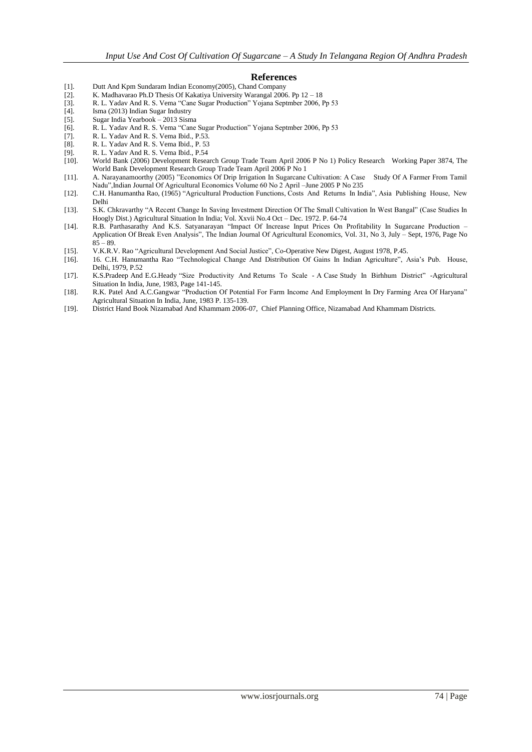## References

[1]. Dutt And Kpm Sundaram Indian Economy(2005), Chand Company
[2]. K. Madhavarao Ph.D Thesis Of Kakatiya University Warangal 2006. Pp 12 – 18
[3]. R. L. Yadav And R. S. Vema "Cane Sugar Production" Yojana Septmber 2006, Pp 53
[4]. Isma (2013) Indian Sugar Industry
[5]. Sugar India Yearbook – 2013 Sisma
[6]. R. L. Yadav And R. S. Vema "Cane Sugar Production" Yojana Septmber 2006, Pp 53
[7]. R. L. Yadav And R. S. Vema Ibid., P.53.
[8]. R. L. Yadav And R. S. Vema Ibid., P. 53
[9]. R. L. Yadav And R. S. Vema Ibid., P.54
[10]. World Bank (2006) Development Research Group Trade Team April 2006 P No 1) Policy Research Working Paper 3874, The World Bank Development Research Group Trade Team April 2006 P No 1
[11]. A. Narayanamoorthy (2005) "Economics Of Drip Irrigation In Sugarcane Cultivation: A Case Study Of A Farmer From Tamil Nadu",Indian Journal Of Agricultural Economics Volume 60 No 2 April –June 2005 P No 235
[12]. C.H. Hanumantha Rao, (1965) "Agricultural Production Functions, Costs And Returns In India", Asia Publishing House, New Delhi
[13]. S.K. Chkravarthy "A Recent Change In Saving Investment Direction Of The Small Cultivation In West Bangal" (Case Studies In Hoogly Dist.) Agricultural Situation In India; Vol. Xxvii No.4 Oct – Dec. 1972. P. 64-74
[14]. R.B. Parthasarathy And K.S. Satyanarayan "Impact Of Increase Input Prices On Profitability In Sugarcane Production – Application Of Break Even Analysis", The Indian Journal Of Agricultural Economics, Vol. 31, No 3, July – Sept, 1976, Page No 85 – 89.
[15]. V.K.R.V. Rao "Agricultural Development And Social Justice", Co-Operative New Digest, August 1978, P.45.
[16]. 16. C.H. Hanumantha Rao "Technological Change And Distribution Of Gains In Indian Agriculture", Asia's Pub. House, Delhi, 1979, P.52
[17]. K.S.Pradeep And E.G.Heady "Size Productivity And Returns To Scale - A Case Study In Birhhum District" -Agricultural Situation In India, June, 1983, Page 141-145.
[18]. R.K. Patel And A.C.Gangwar "Production Of Potential For Farm Income And Employment In Dry Farming Area Of Haryana" Agricultural Situation In India, June, 1983 P. 135-139.
[19]. District Hand Book Nizamabad And Khammam 2006-07, Chief Planning Office, Nizamabad And Khammam Districts.